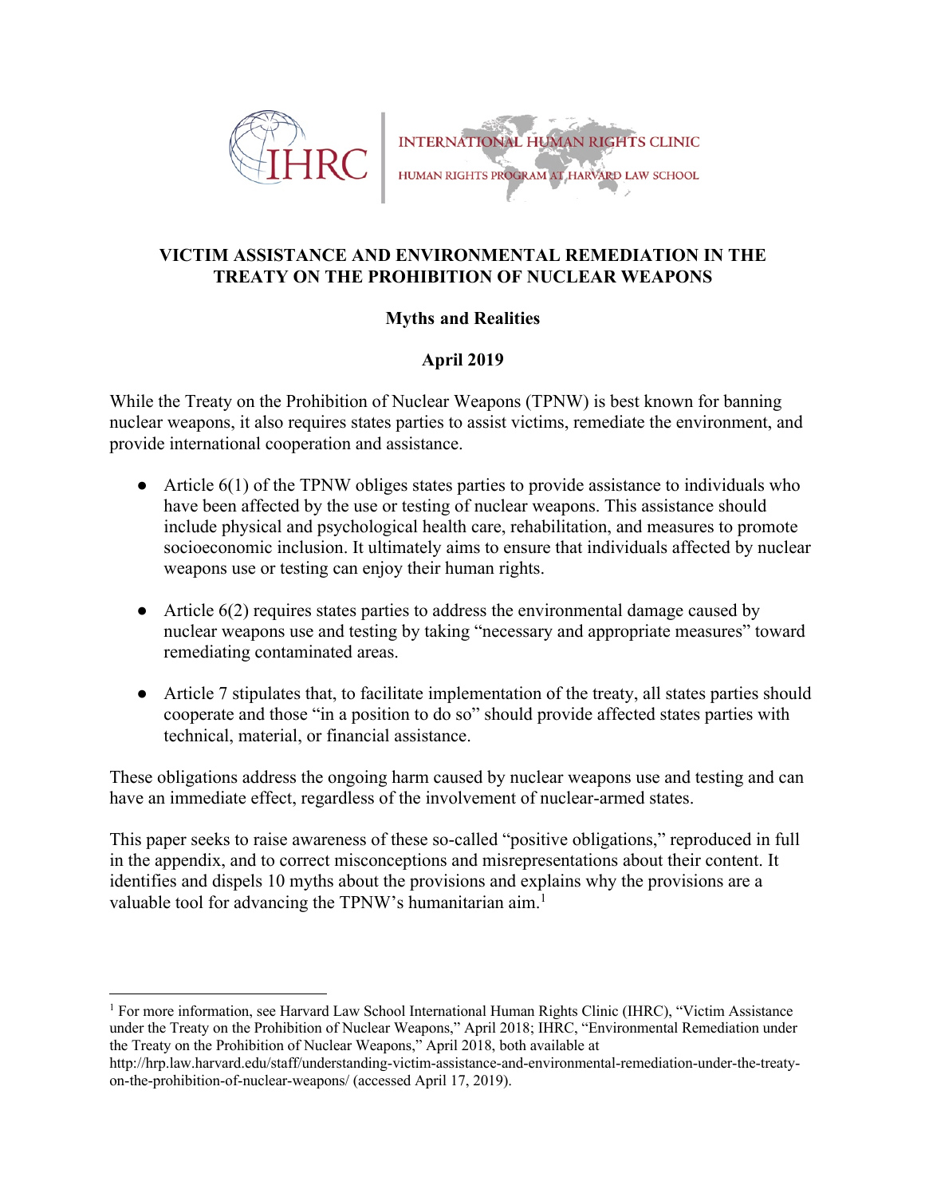IHRC | INTERNATIONAL HUMAN RIGHTS CLINIC

HUMAN RIGHTS PROGRAM AT HARVARD LAW SCHOOL

# VICTIM ASSISTANCE AND ENVIRONMENTAL REMEDIATION IN THE TREATY ON THE PROHIBITION OF NUCLEAR WEAPONS

## Myths and Realities

### April 2019

While the Treaty on the Prohibition of Nuclear Weapons (TPNW) is best known for banning nuclear weapons, it also requires states parties to assist victims, remediate the environment, and provide international cooperation and assistance.

- Article 6(1) of the TPNW obliges states parties to provide assistance to individuals who have been affected by the use or testing of nuclear weapons. This assistance should include physical and psychological health care, rehabilitation, and measures to promote socioeconomic inclusion. It ultimately aims to ensure that individuals affected by nuclear weapons use or testing can enjoy their human rights.

- Article 6(2) requires states parties to address the environmental damage caused by nuclear weapons use and testing by taking "necessary and appropriate measures" toward remediating contaminated areas.

- Article 7 stipulates that, to facilitate implementation of the treaty, all states parties should cooperate and those "in a position to do so" should provide affected states parties with technical, material, or financial assistance.

These obligations address the ongoing harm caused by nuclear weapons use and testing and can have an immediate effect, regardless of the involvement of nuclear-armed states.

This paper seeks to raise awareness of these so-called "positive obligations," reproduced in full in the appendix, and to correct misconceptions and misrepresentations about their content. It identifies and dispels 10 myths about the provisions and explains why the provisions are a valuable tool for advancing the TPNW's humanitarian aim.[1]

---

[1] For more information, see Harvard Law School International Human Rights Clinic (IHRC), "Victim Assistance under the Treaty on the Prohibition of Nuclear Weapons," April 2018; IHRC, "Environmental Remediation under the Treaty on the Prohibition of Nuclear Weapons," April 2018, both available at http://hrp.law.harvard.edu/staff/understanding-victim-assistance-and-environmental-remediation-under-the-treaty-on-the-prohibition-of-nuclear-weapons/ (accessed April 17, 2019).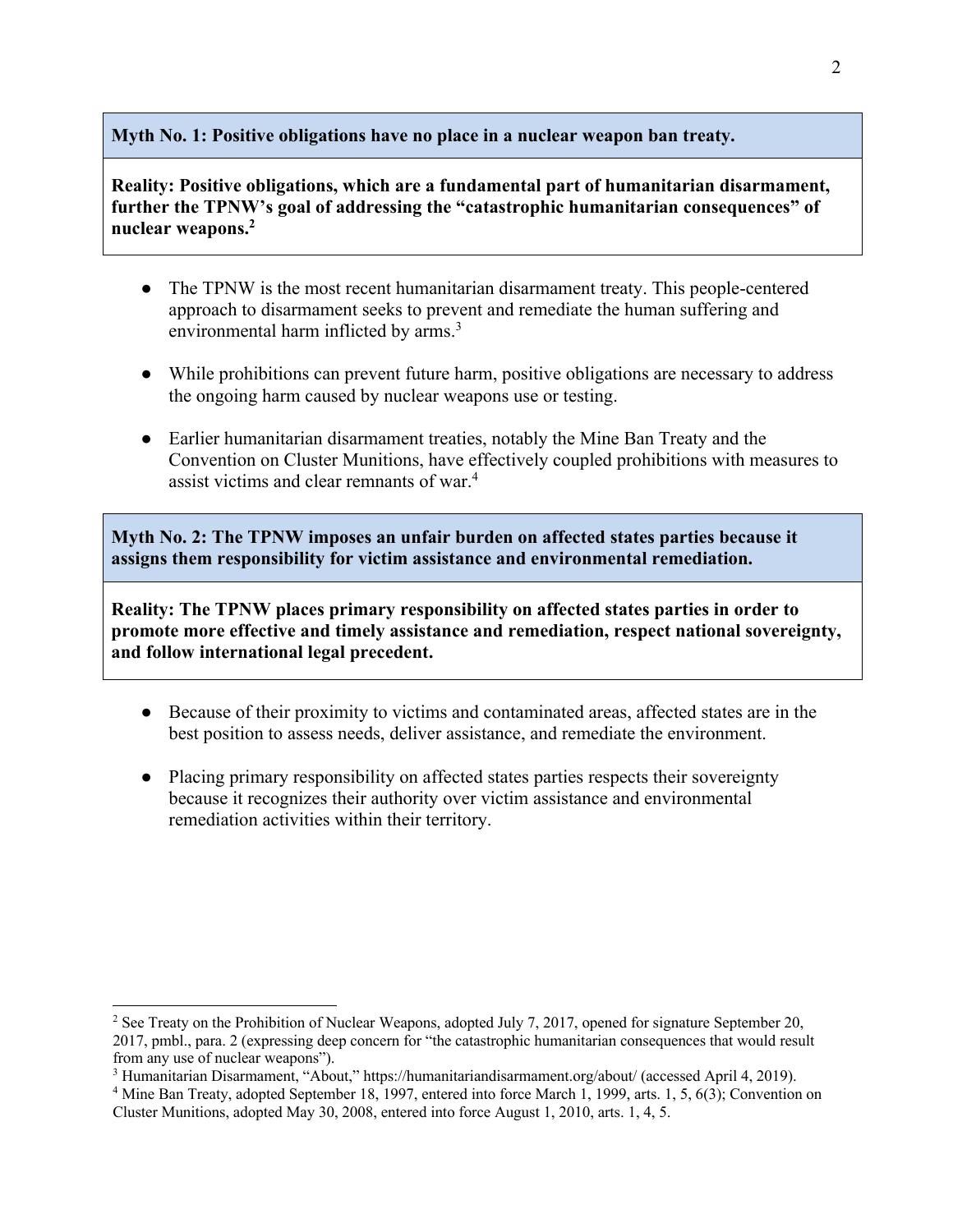**Myth No. 1: Positive obligations have no place in a nuclear weapon ban treaty.**

**Reality: Positive obligations, which are a fundamental part of humanitarian disarmament, further the TPNW's goal of addressing the "catastrophic humanitarian consequences" of nuclear weapons.[2]**

- The TPNW is the most recent humanitarian disarmament treaty. This people-centered approach to disarmament seeks to prevent and remediate the human suffering and environmental harm inflicted by arms.[3]

- While prohibitions can prevent future harm, positive obligations are necessary to address the ongoing harm caused by nuclear weapons use or testing.

- Earlier humanitarian disarmament treaties, notably the Mine Ban Treaty and the Convention on Cluster Munitions, have effectively coupled prohibitions with measures to assist victims and clear remnants of war.[4]

**Myth No. 2: The TPNW imposes an unfair burden on affected states parties because it assigns them responsibility for victim assistance and environmental remediation.**

**Reality: The TPNW places primary responsibility on affected states parties in order to promote more effective and timely assistance and remediation, respect national sovereignty, and follow international legal precedent.**

- Because of their proximity to victims and contaminated areas, affected states are in the best position to assess needs, deliver assistance, and remediate the environment.

- Placing primary responsibility on affected states parties respects their sovereignty because it recognizes their authority over victim assistance and environmental remediation activities within their territory.

---

[2] See Treaty on the Prohibition of Nuclear Weapons, adopted July 7, 2017, opened for signature September 20, 2017, pmbl., para. 2 (expressing deep concern for "the catastrophic humanitarian consequences that would result from any use of nuclear weapons").

[3] Humanitarian Disarmament, "About," https://humanitariandisarmament.org/about/ (accessed April 4, 2019).

[4] Mine Ban Treaty, adopted September 18, 1997, entered into force March 1, 1999, arts. 1, 5, 6(3); Convention on Cluster Munitions, adopted May 30, 2008, entered into force August 1, 2010, arts. 1, 4, 5.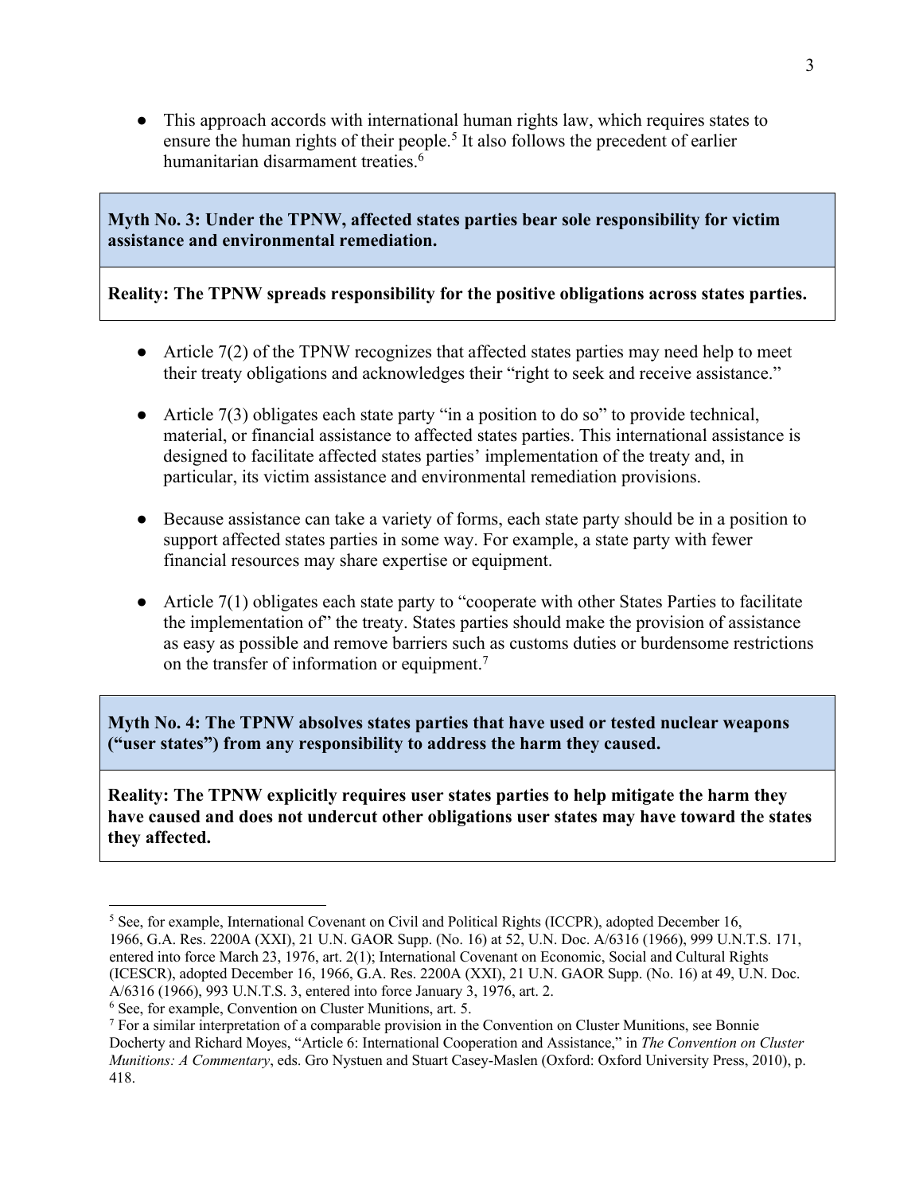- This approach accords with international human rights law, which requires states to ensure the human rights of their people.[5] It also follows the precedent of earlier humanitarian disarmament treaties.[6]

**Myth No. 3: Under the TPNW, affected states parties bear sole responsibility for victim assistance and environmental remediation.**

**Reality: The TPNW spreads responsibility for the positive obligations across states parties.**

- Article 7(2) of the TPNW recognizes that affected states parties may need help to meet their treaty obligations and acknowledges their "right to seek and receive assistance."

- Article 7(3) obligates each state party "in a position to do so" to provide technical, material, or financial assistance to affected states parties. This international assistance is designed to facilitate affected states parties' implementation of the treaty and, in particular, its victim assistance and environmental remediation provisions.

- Because assistance can take a variety of forms, each state party should be in a position to support affected states parties in some way. For example, a state party with fewer financial resources may share expertise or equipment.

- Article 7(1) obligates each state party to "cooperate with other States Parties to facilitate the implementation of" the treaty. States parties should make the provision of assistance as easy as possible and remove barriers such as customs duties or burdensome restrictions on the transfer of information or equipment.[7]

**Myth No. 4: The TPNW absolves states parties that have used or tested nuclear weapons ("user states") from any responsibility to address the harm they caused.**

**Reality: The TPNW explicitly requires user states parties to help mitigate the harm they have caused and does not undercut other obligations user states may have toward the states they affected.**

---

[5] See, for example, International Covenant on Civil and Political Rights (ICCPR), adopted December 16, 1966, G.A. Res. 2200A (XXI), 21 U.N. GAOR Supp. (No. 16) at 52, U.N. Doc. A/6316 (1966), 999 U.N.T.S. 171, entered into force March 23, 1976, art. 2(1); International Covenant on Economic, Social and Cultural Rights (ICESCR), adopted December 16, 1966, G.A. Res. 2200A (XXI), 21 U.N. GAOR Supp. (No. 16) at 49, U.N. Doc. A/6316 (1966), 993 U.N.T.S. 3, entered into force January 3, 1976, art. 2.

[6] See, for example, Convention on Cluster Munitions, art. 5.

[7] For a similar interpretation of a comparable provision in the Convention on Cluster Munitions, see Bonnie Docherty and Richard Moyes, "Article 6: International Cooperation and Assistance," in *The Convention on Cluster Munitions: A Commentary*, eds. Gro Nystuen and Stuart Casey-Maslen (Oxford: Oxford University Press, 2010), p. 418.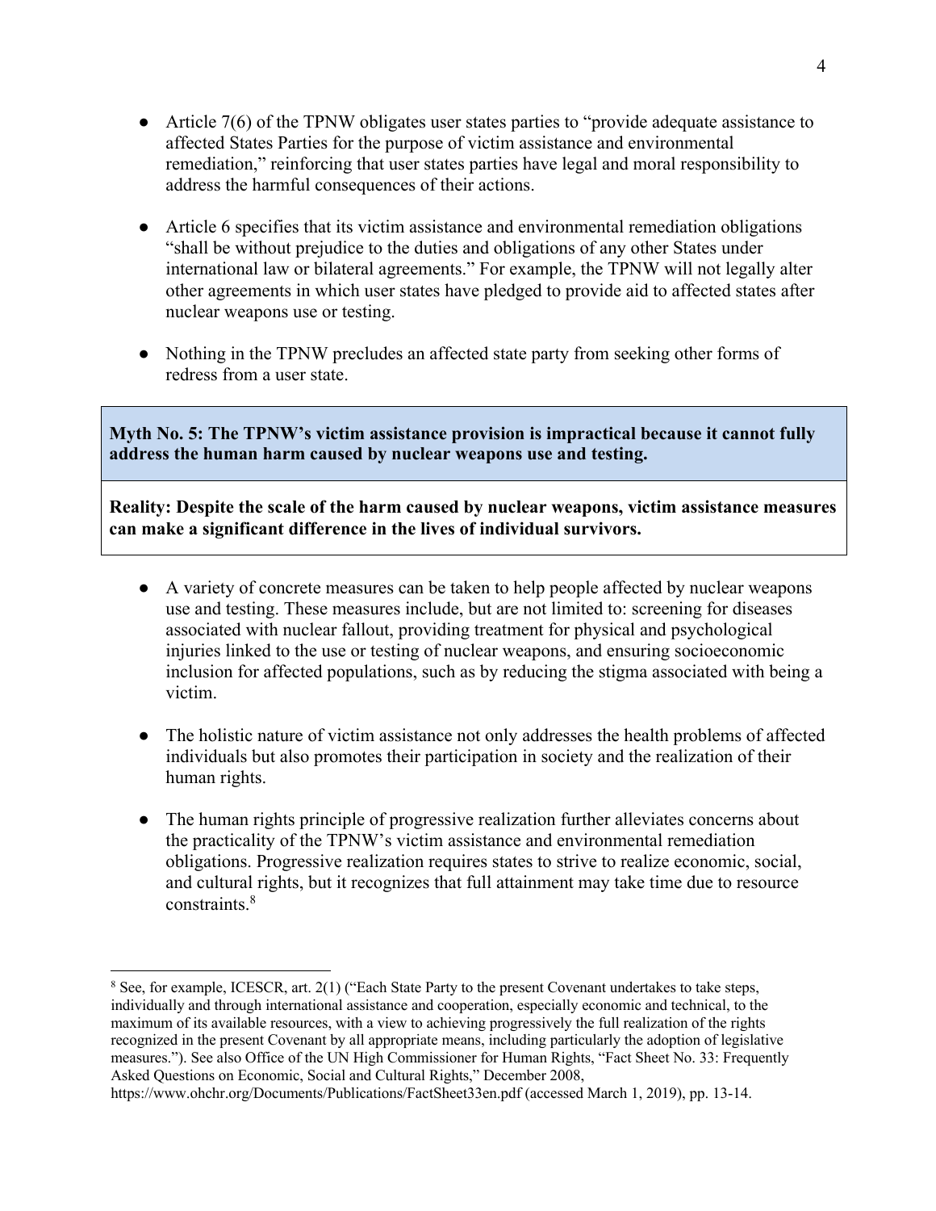- Article 7(6) of the TPNW obligates user states parties to "provide adequate assistance to affected States Parties for the purpose of victim assistance and environmental remediation," reinforcing that user states parties have legal and moral responsibility to address the harmful consequences of their actions.

- Article 6 specifies that its victim assistance and environmental remediation obligations "shall be without prejudice to the duties and obligations of any other States under international law or bilateral agreements." For example, the TPNW will not legally alter other agreements in which user states have pledged to provide aid to affected states after nuclear weapons use or testing.

- Nothing in the TPNW precludes an affected state party from seeking other forms of redress from a user state.

**Myth No. 5: The TPNW's victim assistance provision is impractical because it cannot fully address the human harm caused by nuclear weapons use and testing.**

**Reality: Despite the scale of the harm caused by nuclear weapons, victim assistance measures can make a significant difference in the lives of individual survivors.**

- A variety of concrete measures can be taken to help people affected by nuclear weapons use and testing. These measures include, but are not limited to: screening for diseases associated with nuclear fallout, providing treatment for physical and psychological injuries linked to the use or testing of nuclear weapons, and ensuring socioeconomic inclusion for affected populations, such as by reducing the stigma associated with being a victim.

- The holistic nature of victim assistance not only addresses the health problems of affected individuals but also promotes their participation in society and the realization of their human rights.

- The human rights principle of progressive realization further alleviates concerns about the practicality of the TPNW's victim assistance and environmental remediation obligations. Progressive realization requires states to strive to realize economic, social, and cultural rights, but it recognizes that full attainment may take time due to resource constraints.[8]

---

[8] See, for example, ICESCR, art. 2(1) ("Each State Party to the present Covenant undertakes to take steps, individually and through international assistance and cooperation, especially economic and technical, to the maximum of its available resources, with a view to achieving progressively the full realization of the rights recognized in the present Covenant by all appropriate means, including particularly the adoption of legislative measures."). See also Office of the UN High Commissioner for Human Rights, "Fact Sheet No. 33: Frequently Asked Questions on Economic, Social and Cultural Rights," December 2008, https://www.ohchr.org/Documents/Publications/FactSheet33en.pdf (accessed March 1, 2019), pp. 13-14.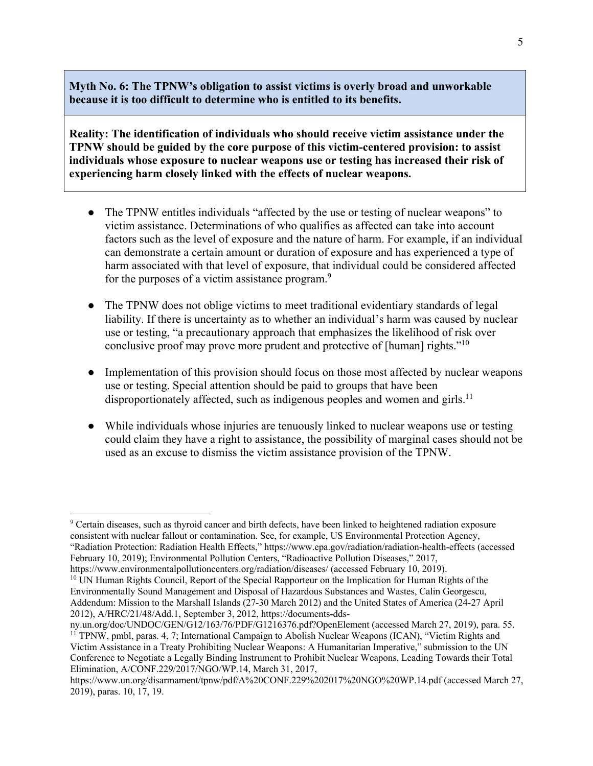**Myth No. 6: The TPNW's obligation to assist victims is overly broad and unworkable because it is too difficult to determine who is entitled to its benefits.**

**Reality: The identification of individuals who should receive victim assistance under the TPNW should be guided by the core purpose of this victim-centered provision: to assist individuals whose exposure to nuclear weapons use or testing has increased their risk of experiencing harm closely linked with the effects of nuclear weapons.**

- The TPNW entitles individuals "affected by the use or testing of nuclear weapons" to victim assistance. Determinations of who qualifies as affected can take into account factors such as the level of exposure and the nature of harm. For example, if an individual can demonstrate a certain amount or duration of exposure and has experienced a type of harm associated with that level of exposure, that individual could be considered affected for the purposes of a victim assistance program.[9]

- The TPNW does not oblige victims to meet traditional evidentiary standards of legal liability. If there is uncertainty as to whether an individual's harm was caused by nuclear use or testing, "a precautionary approach that emphasizes the likelihood of risk over conclusive proof may prove more prudent and protective of [human] rights."[10]

- Implementation of this provision should focus on those most affected by nuclear weapons use or testing. Special attention should be paid to groups that have been disproportionately affected, such as indigenous peoples and women and girls.[11]

- While individuals whose injuries are tenuously linked to nuclear weapons use or testing could claim they have a right to assistance, the possibility of marginal cases should not be used as an excuse to dismiss the victim assistance provision of the TPNW.

---

[9] Certain diseases, such as thyroid cancer and birth defects, have been linked to heightened radiation exposure consistent with nuclear fallout or contamination. See, for example, US Environmental Protection Agency, "Radiation Protection: Radiation Health Effects," https://www.epa.gov/radiation/radiation-health-effects (accessed February 10, 2019); Environmental Pollution Centers, "Radioactive Pollution Diseases," 2017, https://www.environmentalpollutioncenters.org/radiation/diseases/ (accessed February 10, 2019).

[10] UN Human Rights Council, Report of the Special Rapporteur on the Implication for Human Rights of the Environmentally Sound Management and Disposal of Hazardous Substances and Wastes, Calin Georgescu, Addendum: Mission to the Marshall Islands (27-30 March 2012) and the United States of America (24-27 April 2012), A/HRC/21/48/Add.1, September 3, 2012, https://documents-dds-ny.un.org/doc/UNDOC/GEN/G12/163/76/PDF/G1216376.pdf?OpenElement (accessed March 27, 2019), para. 55.

[11] TPNW, pmbl, paras. 4, 7; International Campaign to Abolish Nuclear Weapons (ICAN), "Victim Rights and Victim Assistance in a Treaty Prohibiting Nuclear Weapons: A Humanitarian Imperative," submission to the UN Conference to Negotiate a Legally Binding Instrument to Prohibit Nuclear Weapons, Leading Towards their Total Elimination, A/CONF.229/2017/NGO/WP.14, March 31, 2017, https://www.un.org/disarmament/tpnw/pdf/A%20CONF.229%202017%20NGO%20WP.14.pdf (accessed March 27, 2019), paras. 10, 17, 19.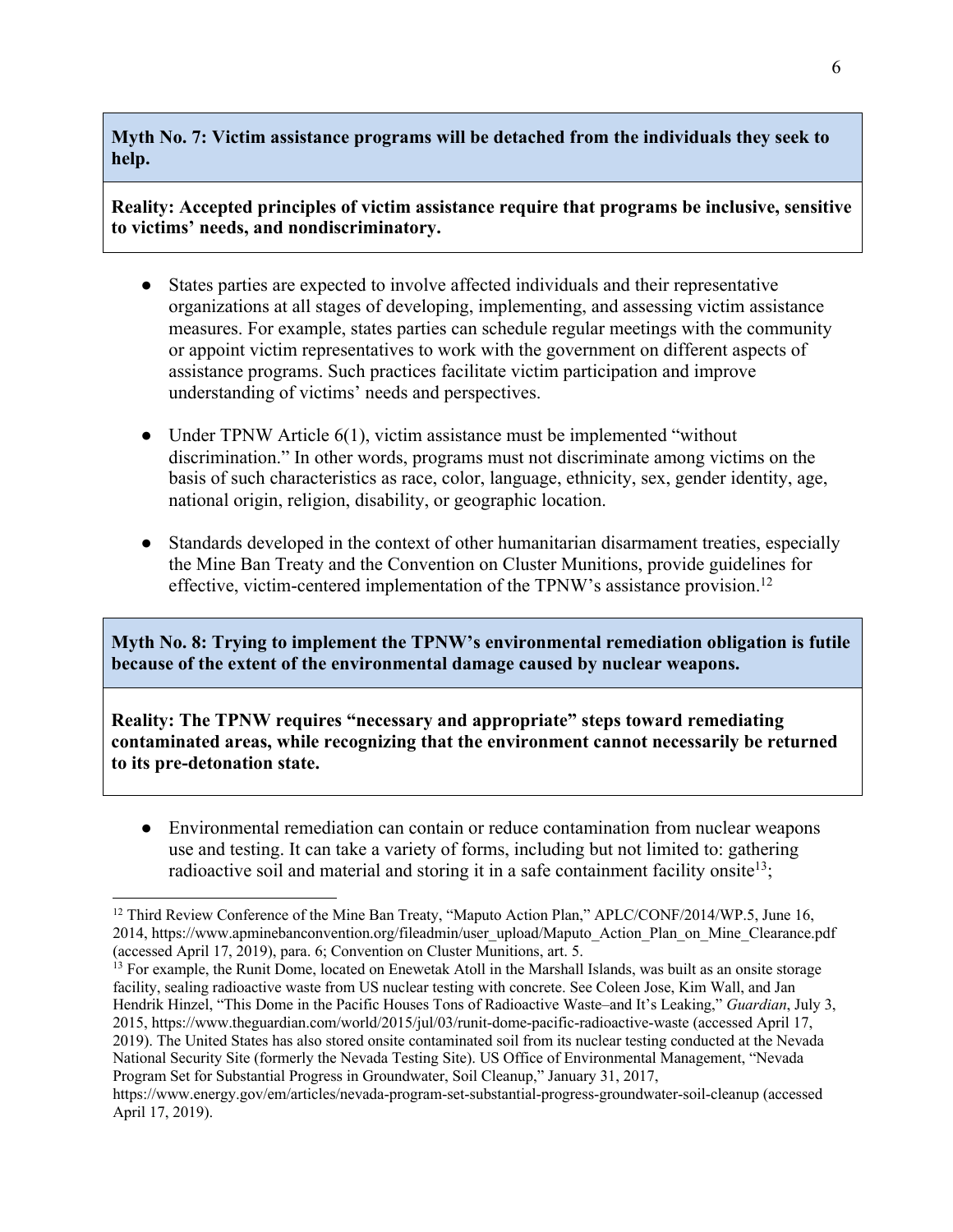**Myth No. 7: Victim assistance programs will be detached from the individuals they seek to help.**

**Reality: Accepted principles of victim assistance require that programs be inclusive, sensitive to victims' needs, and nondiscriminatory.**

- States parties are expected to involve affected individuals and their representative organizations at all stages of developing, implementing, and assessing victim assistance measures. For example, states parties can schedule regular meetings with the community or appoint victim representatives to work with the government on different aspects of assistance programs. Such practices facilitate victim participation and improve understanding of victims' needs and perspectives.
- Under TPNW Article 6(1), victim assistance must be implemented "without discrimination." In other words, programs must not discriminate among victims on the basis of such characteristics as race, color, language, ethnicity, sex, gender identity, age, national origin, religion, disability, or geographic location.
- Standards developed in the context of other humanitarian disarmament treaties, especially the Mine Ban Treaty and the Convention on Cluster Munitions, provide guidelines for effective, victim-centered implementation of the TPNW's assistance provision.[12]

**Myth No. 8: Trying to implement the TPNW's environmental remediation obligation is futile because of the extent of the environmental damage caused by nuclear weapons.**

**Reality: The TPNW requires "necessary and appropriate" steps toward remediating contaminated areas, while recognizing that the environment cannot necessarily be returned to its pre-detonation state.**

- Environmental remediation can contain or reduce contamination from nuclear weapons use and testing. It can take a variety of forms, including but not limited to: gathering radioactive soil and material and storing it in a safe containment facility onsite[13];

---

[12] Third Review Conference of the Mine Ban Treaty, "Maputo Action Plan," APLC/CONF/2014/WP.5, June 16, 2014, https://www.apminebanconvention.org/fileadmin/user_upload/Maputo_Action_Plan_on_Mine_Clearance.pdf (accessed April 17, 2019), para. 6; Convention on Cluster Munitions, art. 5.

[13] For example, the Runit Dome, located on Enewetak Atoll in the Marshall Islands, was built as an onsite storage facility, sealing radioactive waste from US nuclear testing with concrete. See Coleen Jose, Kim Wall, and Jan Hendrik Hinzel, "This Dome in the Pacific Houses Tons of Radioactive Waste–and It's Leaking," *Guardian*, July 3, 2015, https://www.theguardian.com/world/2015/jul/03/runit-dome-pacific-radioactive-waste (accessed April 17, 2019). The United States has also stored onsite contaminated soil from its nuclear testing conducted at the Nevada National Security Site (formerly the Nevada Testing Site). US Office of Environmental Management, "Nevada Program Set for Substantial Progress in Groundwater, Soil Cleanup," January 31, 2017, https://www.energy.gov/em/articles/nevada-program-set-substantial-progress-groundwater-soil-cleanup (accessed April 17, 2019).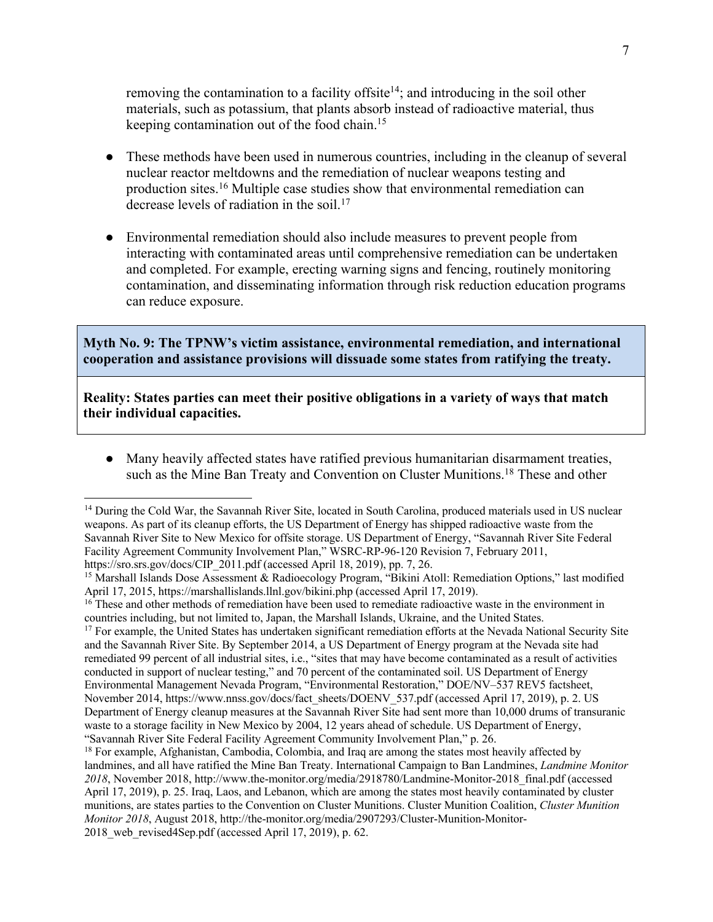removing the contamination to a facility offsite[14]; and introducing in the soil other materials, such as potassium, that plants absorb instead of radioactive material, thus keeping contamination out of the food chain.[15]

- These methods have been used in numerous countries, including in the cleanup of several nuclear reactor meltdowns and the remediation of nuclear weapons testing and production sites.[16] Multiple case studies show that environmental remediation can decrease levels of radiation in the soil.[17]

- Environmental remediation should also include measures to prevent people from interacting with contaminated areas until comprehensive remediation can be undertaken and completed. For example, erecting warning signs and fencing, routinely monitoring contamination, and disseminating information through risk reduction education programs can reduce exposure.

**Myth No. 9: The TPNW's victim assistance, environmental remediation, and international cooperation and assistance provisions will dissuade some states from ratifying the treaty.**

**Reality: States parties can meet their positive obligations in a variety of ways that match their individual capacities.**

- Many heavily affected states have ratified previous humanitarian disarmament treaties, such as the Mine Ban Treaty and Convention on Cluster Munitions.[18] These and other

---

[14] During the Cold War, the Savannah River Site, located in South Carolina, produced materials used in US nuclear weapons. As part of its cleanup efforts, the US Department of Energy has shipped radioactive waste from the Savannah River Site to New Mexico for offsite storage. US Department of Energy, "Savannah River Site Federal Facility Agreement Community Involvement Plan," WSRC-RP-96-120 Revision 7, February 2011, https://sro.srs.gov/docs/CIP_2011.pdf (accessed April 18, 2019), pp. 7, 26.

[15] Marshall Islands Dose Assessment & Radioecology Program, "Bikini Atoll: Remediation Options," last modified April 17, 2015, https://marshallislands.llnl.gov/bikini.php (accessed April 17, 2019).

[16] These and other methods of remediation have been used to remediate radioactive waste in the environment in countries including, but not limited to, Japan, the Marshall Islands, Ukraine, and the United States.

[17] For example, the United States has undertaken significant remediation efforts at the Nevada National Security Site and the Savannah River Site. By September 2014, a US Department of Energy program at the Nevada site had remediated 99 percent of all industrial sites, i.e., "sites that may have become contaminated as a result of activities conducted in support of nuclear testing," and 70 percent of the contaminated soil. US Department of Energy Environmental Management Nevada Program, "Environmental Restoration," DOE/NV–537 REV5 factsheet, November 2014, https://www.nnss.gov/docs/fact_sheets/DOENV_537.pdf (accessed April 17, 2019), p. 2. US Department of Energy cleanup measures at the Savannah River Site had sent more than 10,000 drums of transuranic waste to a storage facility in New Mexico by 2004, 12 years ahead of schedule. US Department of Energy, "Savannah River Site Federal Facility Agreement Community Involvement Plan," p. 26.

[18] For example, Afghanistan, Cambodia, Colombia, and Iraq are among the states most heavily affected by landmines, and all have ratified the Mine Ban Treaty. International Campaign to Ban Landmines, *Landmine Monitor 2018*, November 2018, http://www.the-monitor.org/media/2918780/Landmine-Monitor-2018_final.pdf (accessed April 17, 2019), p. 25. Iraq, Laos, and Lebanon, which are among the states most heavily contaminated by cluster munitions, are states parties to the Convention on Cluster Munitions. Cluster Munition Coalition, *Cluster Munition Monitor 2018*, August 2018, http://the-monitor.org/media/2907293/Cluster-Munition-Monitor-2018_web_revised4Sep.pdf (accessed April 17, 2019), p. 62.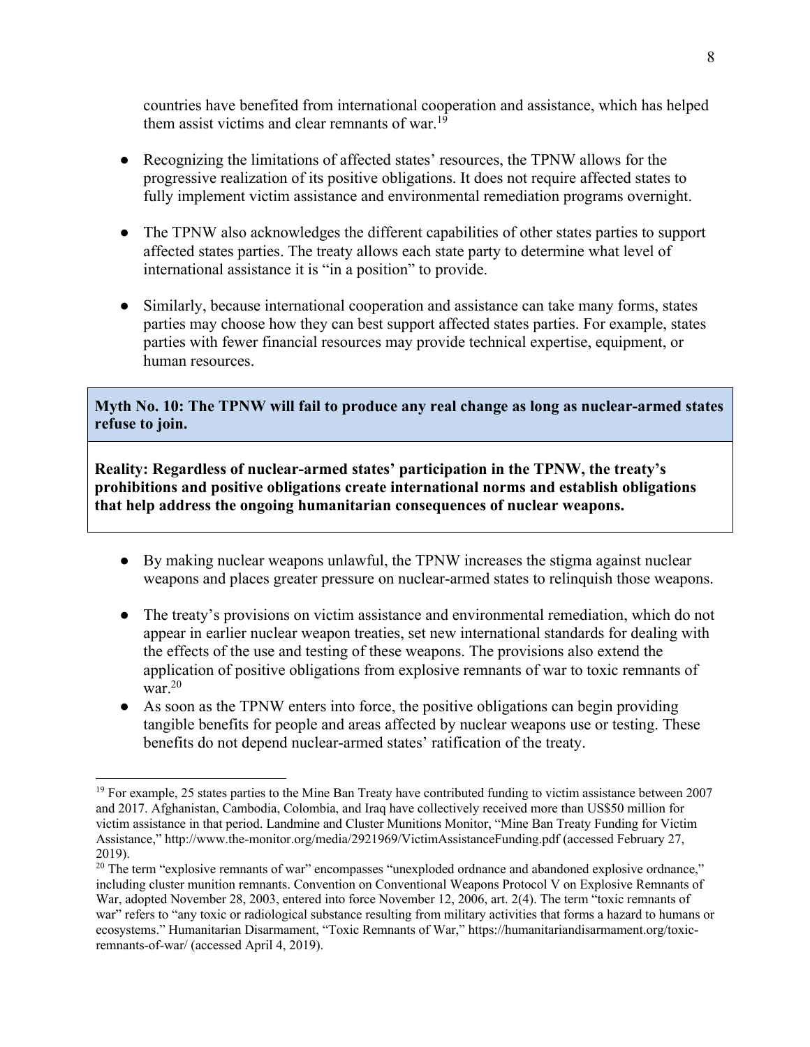countries have benefited from international cooperation and assistance, which has helped them assist victims and clear remnants of war.[19]

- Recognizing the limitations of affected states' resources, the TPNW allows for the progressive realization of its positive obligations. It does not require affected states to fully implement victim assistance and environmental remediation programs overnight.

- The TPNW also acknowledges the different capabilities of other states parties to support affected states parties. The treaty allows each state party to determine what level of international assistance it is "in a position" to provide.

- Similarly, because international cooperation and assistance can take many forms, states parties may choose how they can best support affected states parties. For example, states parties with fewer financial resources may provide technical expertise, equipment, or human resources.

**Myth No. 10: The TPNW will fail to produce any real change as long as nuclear-armed states refuse to join.**

**Reality: Regardless of nuclear-armed states' participation in the TPNW, the treaty's prohibitions and positive obligations create international norms and establish obligations that help address the ongoing humanitarian consequences of nuclear weapons.**

- By making nuclear weapons unlawful, the TPNW increases the stigma against nuclear weapons and places greater pressure on nuclear-armed states to relinquish those weapons.

- The treaty's provisions on victim assistance and environmental remediation, which do not appear in earlier nuclear weapon treaties, set new international standards for dealing with the effects of the use and testing of these weapons. The provisions also extend the application of positive obligations from explosive remnants of war to toxic remnants of war.[20]
- As soon as the TPNW enters into force, the positive obligations can begin providing tangible benefits for people and areas affected by nuclear weapons use or testing. These benefits do not depend nuclear-armed states' ratification of the treaty.

---

[19] For example, 25 states parties to the Mine Ban Treaty have contributed funding to victim assistance between 2007 and 2017. Afghanistan, Cambodia, Colombia, and Iraq have collectively received more than US$50 million for victim assistance in that period. Landmine and Cluster Munitions Monitor, "Mine Ban Treaty Funding for Victim Assistance," http://www.the-monitor.org/media/2921969/VictimAssistanceFunding.pdf (accessed February 27, 2019).

[20] The term "explosive remnants of war" encompasses "unexploded ordnance and abandoned explosive ordnance," including cluster munition remnants. Convention on Conventional Weapons Protocol V on Explosive Remnants of War, adopted November 28, 2003, entered into force November 12, 2006, art. 2(4). The term "toxic remnants of war" refers to "any toxic or radiological substance resulting from military activities that forms a hazard to humans or ecosystems." Humanitarian Disarmament, "Toxic Remnants of War," https://humanitariandisarmament.org/toxic-remnants-of-war/ (accessed April 4, 2019).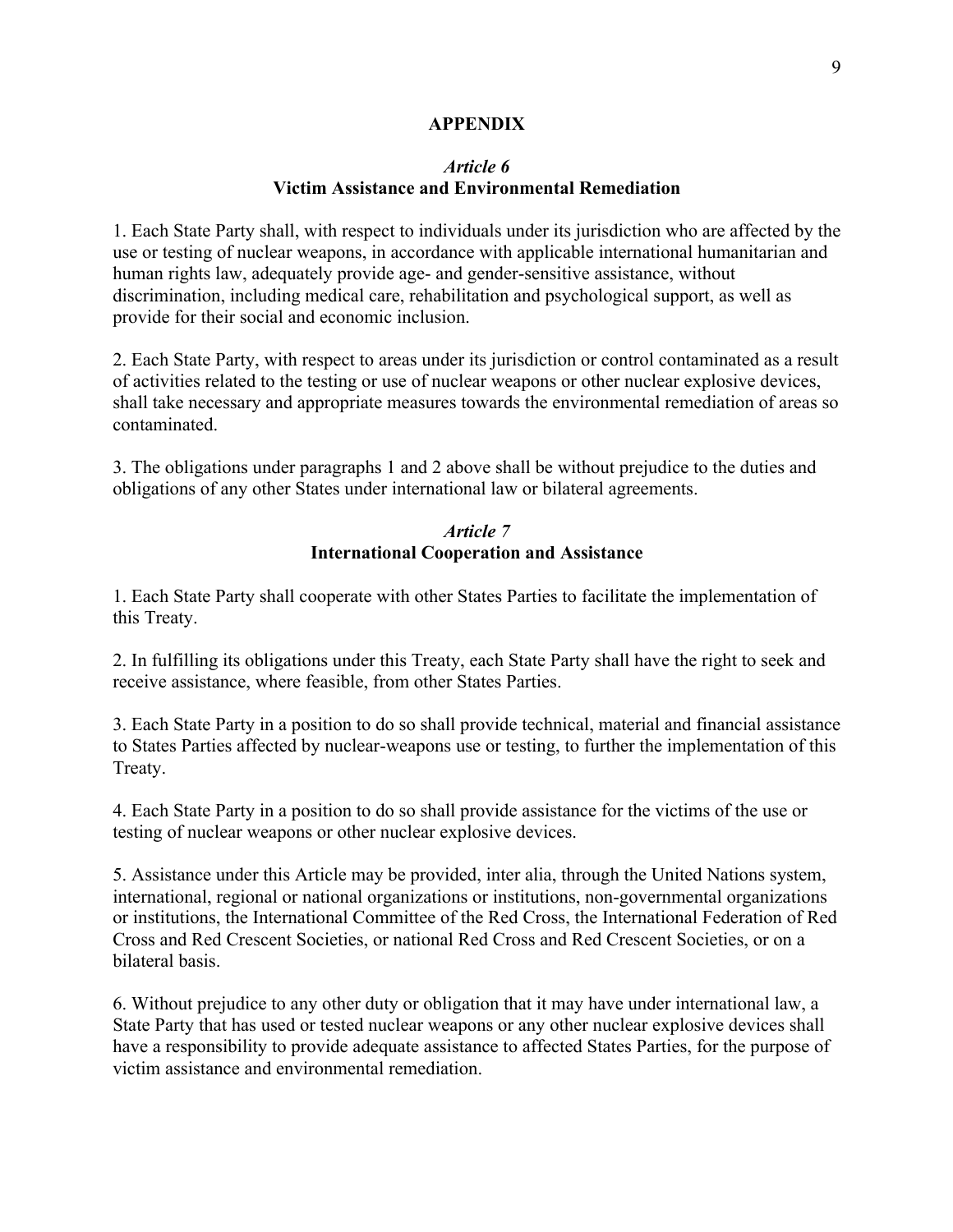## APPENDIX

### *Article 6*
### Victim Assistance and Environmental Remediation

1. Each State Party shall, with respect to individuals under its jurisdiction who are affected by the use or testing of nuclear weapons, in accordance with applicable international humanitarian and human rights law, adequately provide age- and gender-sensitive assistance, without discrimination, including medical care, rehabilitation and psychological support, as well as provide for their social and economic inclusion.

2. Each State Party, with respect to areas under its jurisdiction or control contaminated as a result of activities related to the testing or use of nuclear weapons or other nuclear explosive devices, shall take necessary and appropriate measures towards the environmental remediation of areas so contaminated.

3. The obligations under paragraphs 1 and 2 above shall be without prejudice to the duties and obligations of any other States under international law or bilateral agreements.

### *Article 7*
### International Cooperation and Assistance

1. Each State Party shall cooperate with other States Parties to facilitate the implementation of this Treaty.

2. In fulfilling its obligations under this Treaty, each State Party shall have the right to seek and receive assistance, where feasible, from other States Parties.

3. Each State Party in a position to do so shall provide technical, material and financial assistance to States Parties affected by nuclear-weapons use or testing, to further the implementation of this Treaty.

4. Each State Party in a position to do so shall provide assistance for the victims of the use or testing of nuclear weapons or other nuclear explosive devices.

5. Assistance under this Article may be provided, inter alia, through the United Nations system, international, regional or national organizations or institutions, non-governmental organizations or institutions, the International Committee of the Red Cross, the International Federation of Red Cross and Red Crescent Societies, or national Red Cross and Red Crescent Societies, or on a bilateral basis.

6. Without prejudice to any other duty or obligation that it may have under international law, a State Party that has used or tested nuclear weapons or any other nuclear explosive devices shall have a responsibility to provide adequate assistance to affected States Parties, for the purpose of victim assistance and environmental remediation.